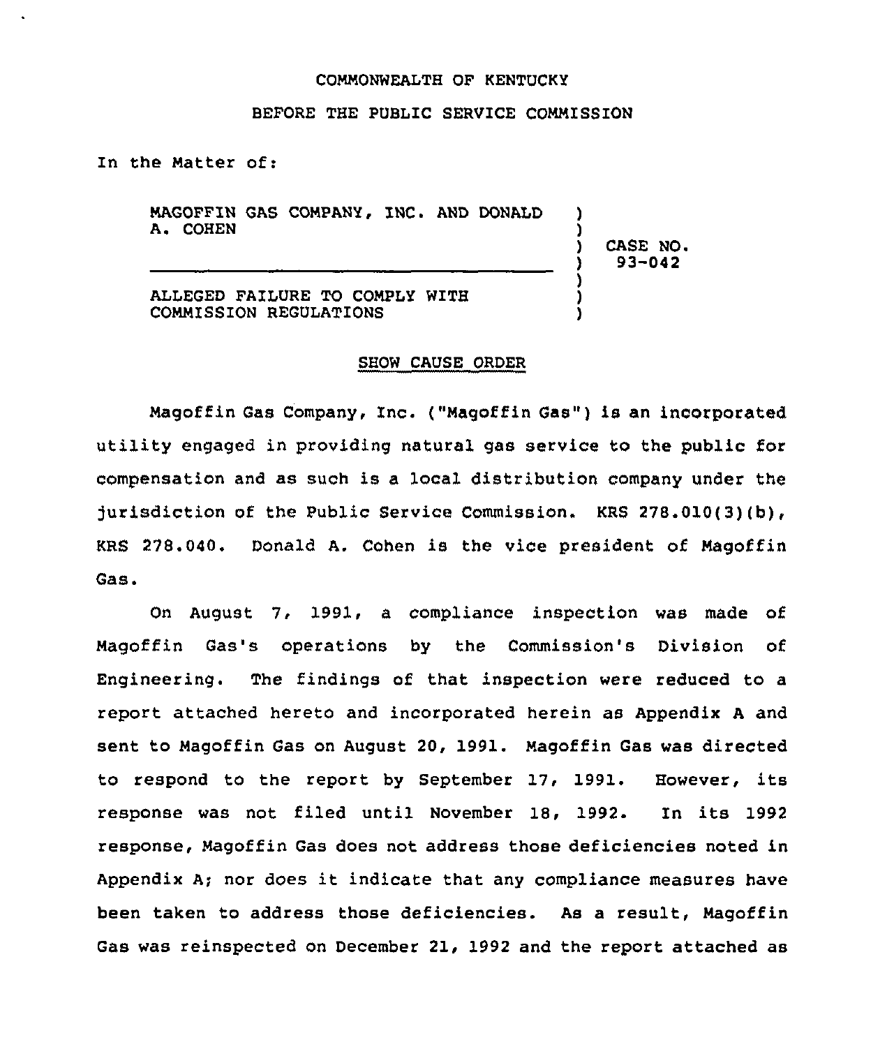COMMONWEALTH OF KENTUCKY

BEFORE THE PUBLIC SERVICE COMMISSION

In the Matter of:

| | | |
|---|---|---|
| MAGOFFIN GAS COMPANY, INC. AND DONALD A. COHEN | ) | CASE NO. 93-042 |
| ALLEGED FAILURE TO COMPLY WITH COMMISSION REGULATIONS | ) | |

SHOW CAUSE ORDER

Magoffin Gas Company, Inc. ("Magoffin Gas") is an incorporated utility engaged in providing natural gas service to the public for compensation and as such is a local distribution company under the jurisdiction of the Public Service Commission. KRS 278.010(3)(b), KRS 278.040. Donald A. Cohen is the vice president of Magoffin Gas.

On August 7, 1991, a compliance inspection was made of Magoffin Gas's operations by the Commission's Division of Engineering. The findings of that inspection were reduced to a report attached hereto and incorporated herein as Appendix A and sent to Magoffin Gas on August 20, 1991. Magoffin Gas was directed to respond to the report by September 17, 1991. However, its response was not filed until November 18, 1992. In its 1992 response, Magoffin Gas does not address those deficiencies noted in Appendix A; nor does it indicate that any compliance measures have been taken to address those deficiencies. As a result, Magoffin Gas was reinspected on December 21, 1992 and the report attached as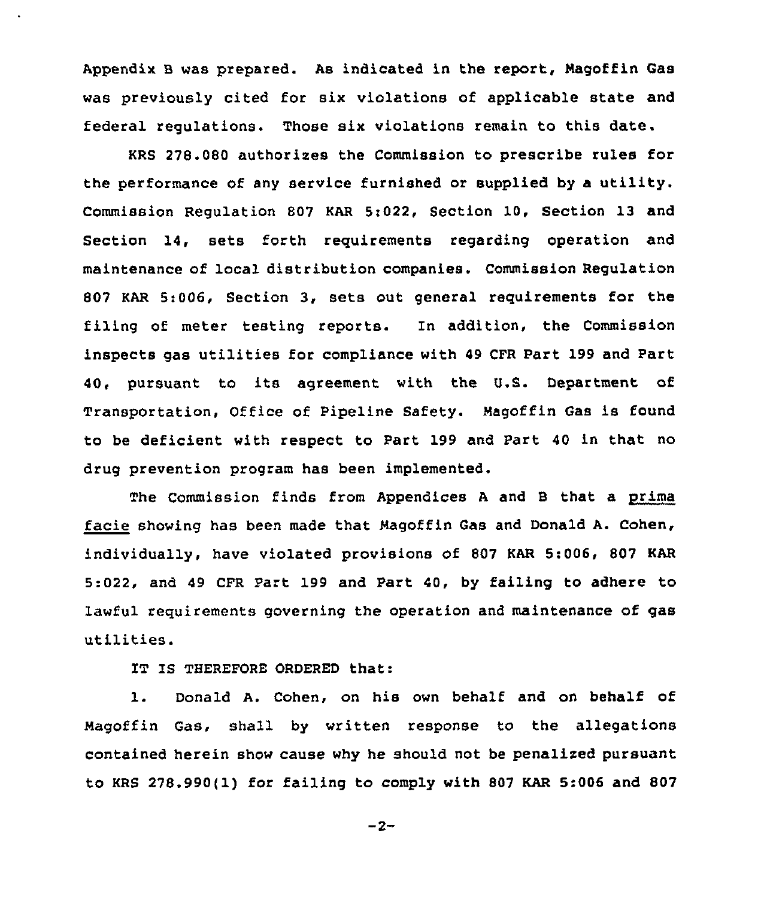Appendix B was prepared. As indicated in the report, Magoffin Gas was previously cited for six violations of applicable state and federal regulations. Those six violations remain to this date.

KRS 278.080 authorizes the Commission to prescribe rules for the performance of any service furnished or supplied by a utility. Commission Regulation 807 KAR 5:022, Section 10, Section 13 and Section 14, sets forth requirements regarding operation and maintenance of local distribution companies. Commission Regulation 807 KAR 5:006, Section 3, sets out general requirements for the filing of meter testing reports. In addition, the Commission inspects gas utilities for compliance with 49 CFR Part 199 and Part 40, pursuant to its agreement with the U.S. Department of Transportation, Office of Pipeline Safety. Magoffin Gas is found to be deficient with respect to Part 199 and Part 40 in that no drug prevention program has been implemented.

The Commission finds from Appendices A and B that a *prima facie* showing has been made that Magoffin Gas and Donald A. Cohen, individually, have violated provisions of 807 KAR 5:006, 807 KAR 5:022, and 49 CFR Part 199 and Part 40, by failing to adhere to lawful requirements governing the operation and maintenance of gas utilities.

IT IS THEREFORE ORDERED that:

1. Donald A. Cohen, on his own behalf and on behalf of Magoffin Gas, shall by written response to the allegations contained herein show cause why he should not be penalized pursuant to KRS 278.990(1) for failing to comply with 807 KAR 5:006 and 807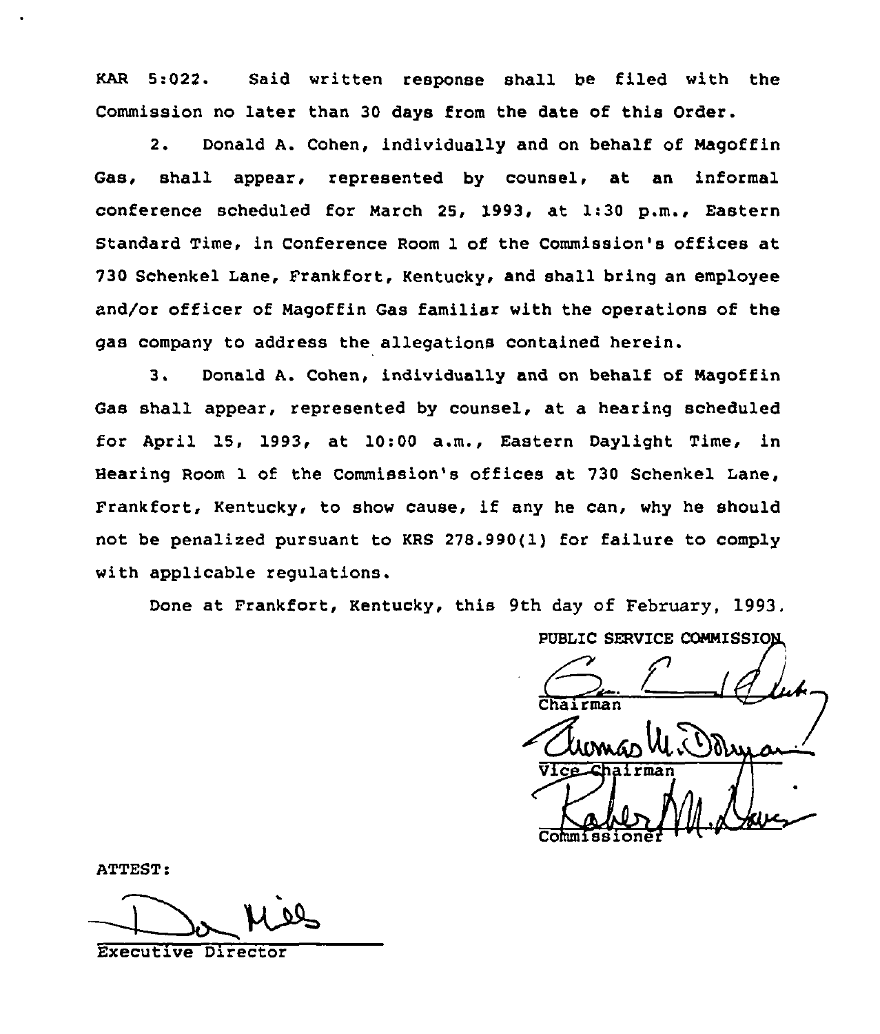KAR 5:022. Said written response shall be filed with the Commission no later than 30 days from the date of this Order.

2. Donald A. Cohen, individually and on behalf of Magoffin Gas, shall appear, represented by counsel, at an informal conference scheduled for March 25, 1993, at 1:30 p.m., Eastern Standard Time, in Conference Room 1 of the Commission's offices at 730 Schenkel Lane, Frankfort, Kentucky, and shall bring an employee and/or officer of Magoffin Gas familiar with the operations of the gas company to address the allegations contained herein.

3. Donald A. Cohen, individually and on behalf of Magoffin Gas shall appear, represented by counsel, at a hearing scheduled for April 15, 1993, at 10:00 a.m., Eastern Daylight Time, in Hearing Room 1 of the Commission's offices at 730 Schenkel Lane, Frankfort, Kentucky, to show cause, if any he can, why he should not be penalized pursuant to KRS 278.990(1) for failure to comply with applicable regulations.

Done at Frankfort, Kentucky, this 9th day of February, 1993.

PUBLIC SERVICE COMMISSION

Chairman

Vice Chairman

Commissioner

ATTEST:

Executive Director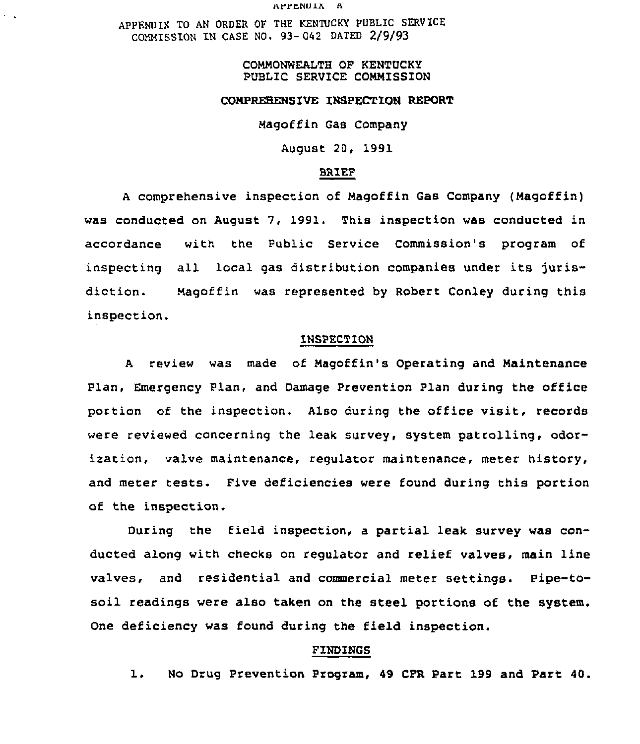APPENDIX A

APPENDIX TO AN ORDER OF THE KENTUCKY PUBLIC SERVICE COMMISSION IN CASE NO. 93-042 DATED 2/9/93

COMMONWEALTH OF KENTUCKY
PUBLIC SERVICE COMMISSION

**COMPREHENSIVE INSPECTION REPORT**

Magoffin Gas Company

August 20, 1991

## BRIEF

A comprehensive inspection of Magoffin Gas Company (Magoffin) was conducted on August 7, 1991. This inspection was conducted in accordance with the Public Service Commission's program of inspecting all local gas distribution companies under its jurisdiction. Magoffin was represented by Robert Conley during this inspection.

## INSPECTION

A review was made of Magoffin's Operating and Maintenance Plan, Emergency Plan, and Damage Prevention Plan during the office portion of the inspection. Also during the office visit, records were reviewed concerning the leak survey, system patrolling, odorization, valve maintenance, regulator maintenance, meter history, and meter tests. Five deficiencies were found during this portion of the inspection.

During the field inspection, a partial leak survey was conducted along with checks on regulator and relief valves, main line valves, and residential and commercial meter settings. Pipe-to-soil readings were also taken on the steel portions of the system. One deficiency was found during the field inspection.

## FINDINGS

1. No Drug Prevention Program, 49 CFR Part 199 and Part 40.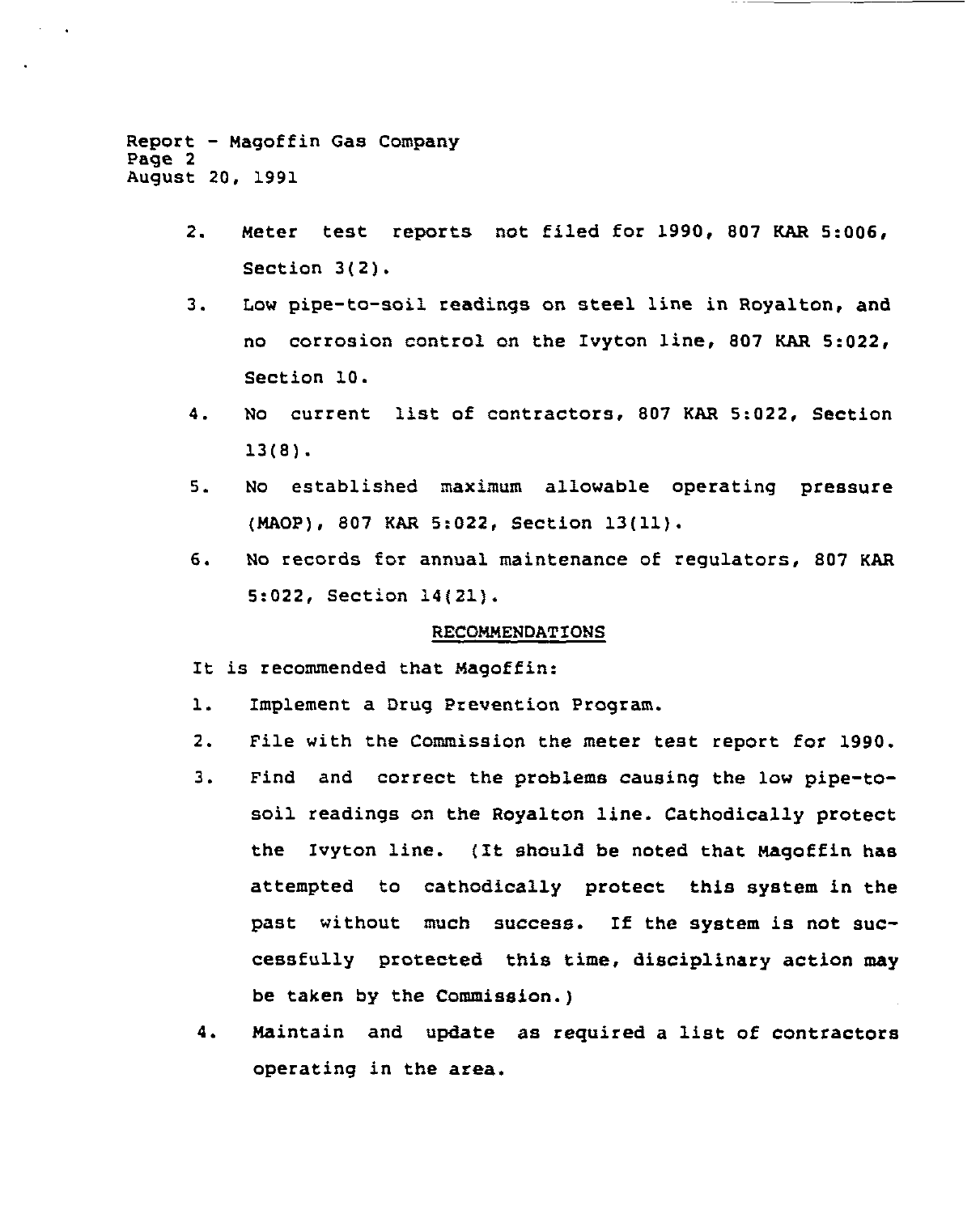2. Meter test reports not filed for 1990, 807 KAR 5:006, Section 3(2).

3. Low pipe-to-soil readings on steel line in Royalton, and no corrosion control on the Ivyton line, 807 KAR 5:022, Section 10.

4. No current list of contractors, 807 KAR 5:022, Section 13(8).

5. No established maximum allowable operating pressure (MAOP), 807 KAR 5:022, Section 13(11).

6. No records for annual maintenance of regulators, 807 KAR 5:022, Section 14(21).

## RECOMMENDATIONS

It is recommended that Magoffin:

1. Implement a Drug Prevention Program.

2. File with the Commission the meter test report for 1990.

3. Find and correct the problems causing the low pipe-to-soil readings on the Royalton line. Cathodically protect the Ivyton line. (It should be noted that Magoffin has attempted to cathodically protect this system in the past without much success. If the system is not successfully protected this time, disciplinary action may be taken by the Commission.)

4. Maintain and update as required a list of contractors operating in the area.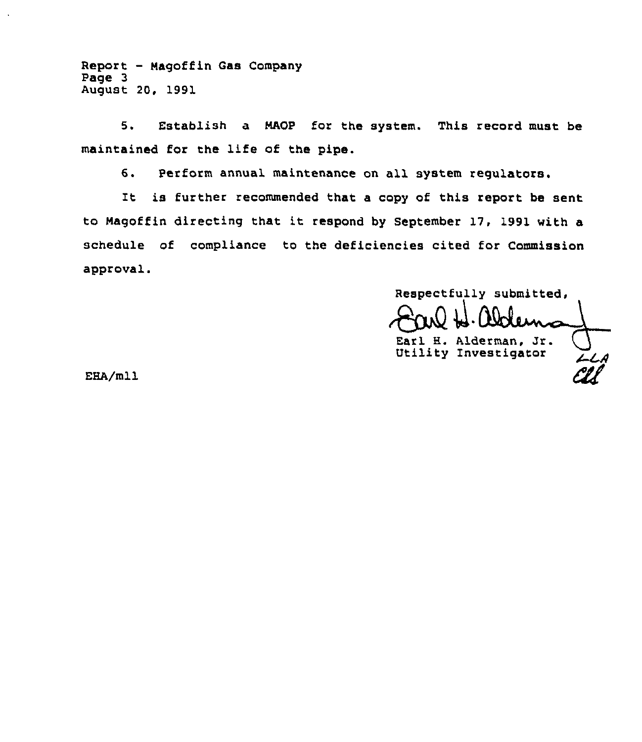Report - Magoffin Gas Company
Page 3
August 20, 1991

5. Establish a MAOP for the system. This record must be maintained for the life of the pipe.

6. Perform annual maintenance on all system regulators.

It is further recommended that a copy of this report be sent to Magoffin directing that it respond by September 17, 1991 with a schedule of compliance to the deficiencies cited for Commission approval.

Respectfully submitted,

Earl H. Alderman, Jr.
Utility Investigator

EHA/mll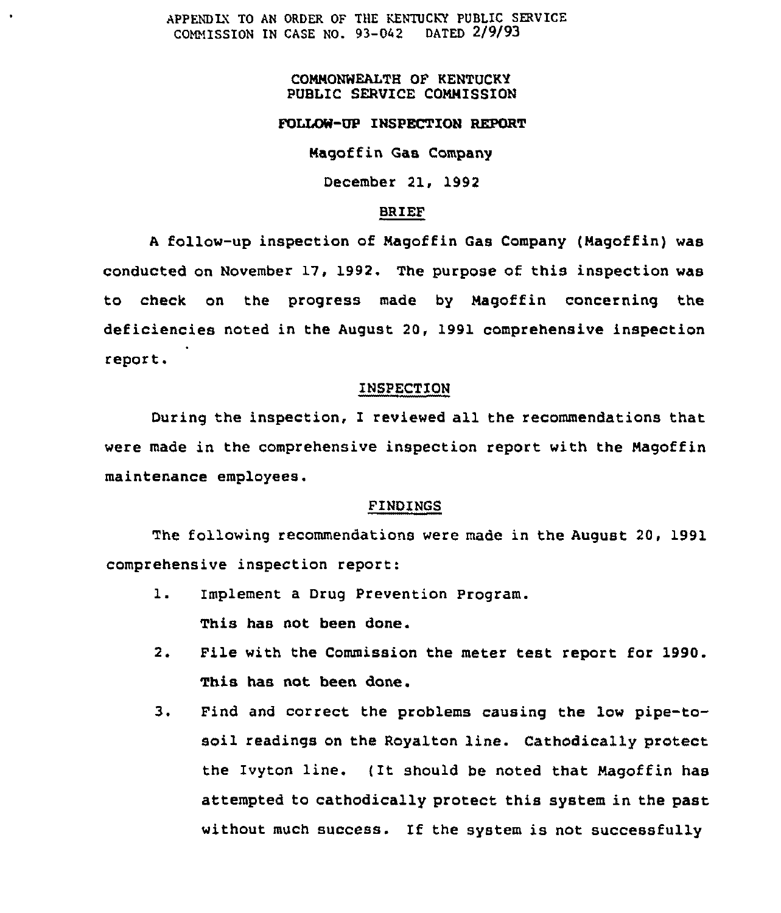APPENDIX TO AN ORDER OF THE KENTUCKY PUBLIC SERVICE COMMISSION IN CASE NO. 93-042 DATED 2/9/93

COMMONWEALTH OF KENTUCKY
PUBLIC SERVICE COMMISSION

**FOLLOW-UP INSPECTION REPORT**

Magoffin Gas Company

December 21, 1992

## BRIEF

A follow-up inspection of Magoffin Gas Company (Magoffin) was conducted on November 17, 1992. The purpose of this inspection was to check on the progress made by Magoffin concerning the deficiencies noted in the August 20, 1991 comprehensive inspection report.

## INSPECTION

During the inspection, I reviewed all the recommendations that were made in the comprehensive inspection report with the Magoffin maintenance employees.

## FINDINGS

The following recommendations were made in the August 20, 1991 comprehensive inspection report:

1. Implement a Drug Prevention Program.
   **This has not been done.**
2. File with the Commission the meter test report for 1990.
   **This has not been done.**
3. Find and correct the problems causing the low pipe-to-soil readings on the Royalton line. Cathodically protect the Ivyton line. (It should be noted that Magoffin has attempted to cathodically protect this system in the past without much success. If the system is not successfully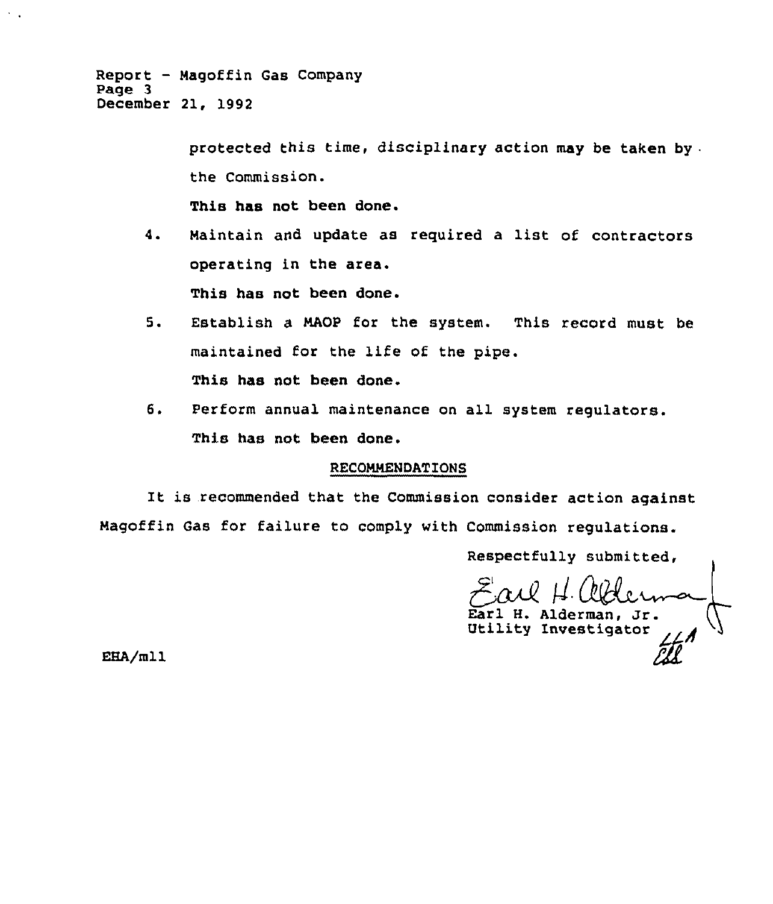protected this time, disciplinary action may be taken by the Commission.

**This has not been done.**

4. Maintain and update as required a list of contractors operating in the area.

   **This has not been done.**

5. Establish a MAOP for the system. This record must be maintained for the life of the pipe.

   **This has not been done.**

6. Perform annual maintenance on all system regulators.

   **This has not been done.**

## RECOMMENDATIONS

It is recommended that the Commission consider action against Magoffin Gas for failure to comply with Commission regulations.

Respectfully submitted,

Earl H. Alderman, Jr.
Utility Investigator

EHA/mll